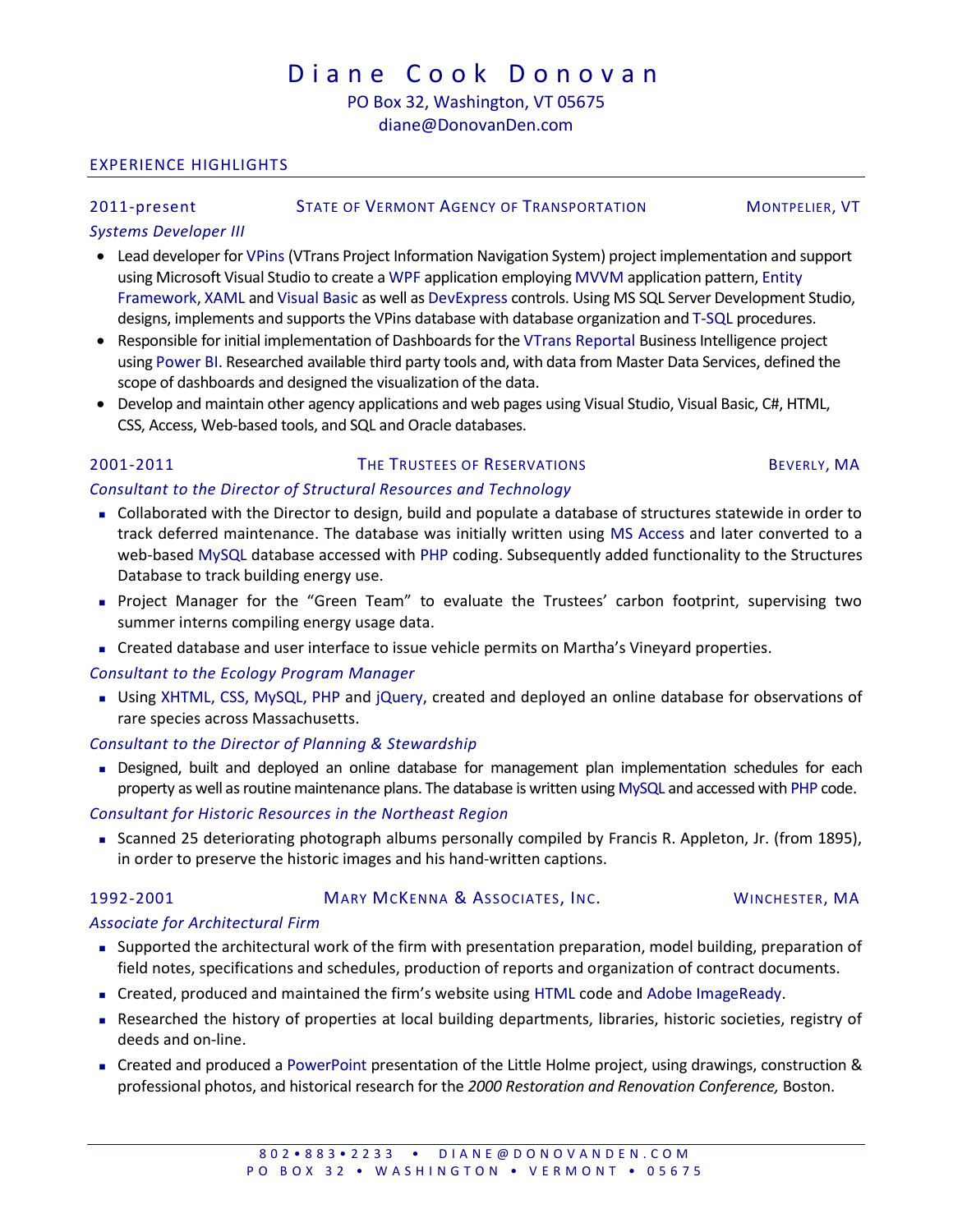# Diane Cook Donovan

PO Box 32, Washington, VT 05675
diane@DonovanDen.com

## EXPERIENCE HIGHLIGHTS

### 2011-present — State of Vermont Agency of Transportation — Montpelier, VT

*Systems Developer III*

- Lead developer for VPins (VTrans Project Information Navigation System) project implementation and support using Microsoft Visual Studio to create a WPF application employing MVVM application pattern, Entity Framework, XAML and Visual Basic as well as DevExpress controls. Using MS SQL Server Development Studio, designs, implements and supports the VPins database with database organization and T-SQL procedures.
- Responsible for initial implementation of Dashboards for the VTrans Reportal Business Intelligence project using Power BI. Researched available third party tools and, with data from Master Data Services, defined the scope of dashboards and designed the visualization of the data.
- Develop and maintain other agency applications and web pages using Visual Studio, Visual Basic, C#, HTML, CSS, Access, Web-based tools, and SQL and Oracle databases.

### 2001-2011 — The Trustees of Reservations — Beverly, MA

*Consultant to the Director of Structural Resources and Technology*

- Collaborated with the Director to design, build and populate a database of structures statewide in order to track deferred maintenance. The database was initially written using MS Access and later converted to a web-based MySQL database accessed with PHP coding. Subsequently added functionality to the Structures Database to track building energy use.
- Project Manager for the "Green Team" to evaluate the Trustees' carbon footprint, supervising two summer interns compiling energy usage data.
- Created database and user interface to issue vehicle permits on Martha's Vineyard properties.

*Consultant to the Ecology Program Manager*

- Using XHTML, CSS, MySQL, PHP and jQuery, created and deployed an online database for observations of rare species across Massachusetts.

*Consultant to the Director of Planning & Stewardship*

- Designed, built and deployed an online database for management plan implementation schedules for each property as well as routine maintenance plans. The database is written using MySQL and accessed with PHP code.

*Consultant for Historic Resources in the Northeast Region*

- Scanned 25 deteriorating photograph albums personally compiled by Francis R. Appleton, Jr. (from 1895), in order to preserve the historic images and his hand-written captions.

### 1992-2001 — Mary McKenna & Associates, Inc. — Winchester, MA

*Associate for Architectural Firm*

- Supported the architectural work of the firm with presentation preparation, model building, preparation of field notes, specifications and schedules, production of reports and organization of contract documents.
- Created, produced and maintained the firm's website using HTML code and Adobe ImageReady.
- Researched the history of properties at local building departments, libraries, historic societies, registry of deeds and on-line.
- Created and produced a PowerPoint presentation of the Little Holme project, using drawings, construction & professional photos, and historical research for the *2000 Restoration and Renovation Conference,* Boston.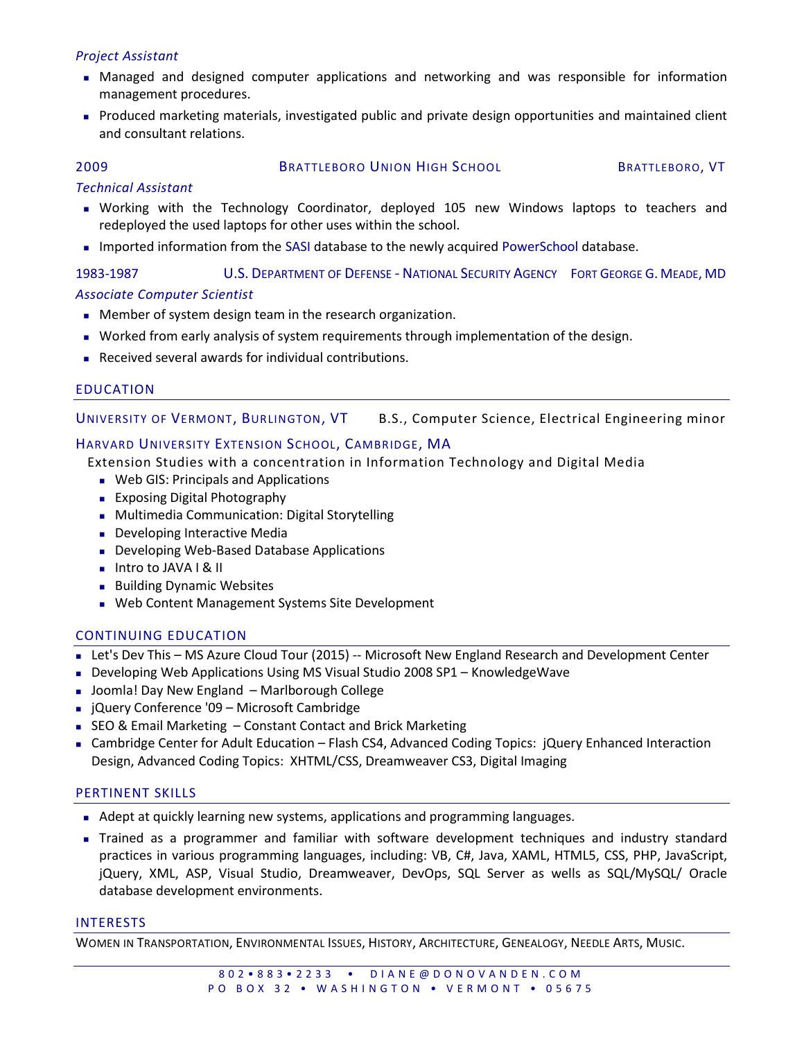*Project Assistant*

- Managed and designed computer applications and networking and was responsible for information management procedures.
- Produced marketing materials, investigated public and private design opportunities and maintained client and consultant relations.

2009 | BRATTLEBORO UNION HIGH SCHOOL | BRATTLEBORO, VT

*Technical Assistant*

- Working with the Technology Coordinator, deployed 105 new Windows laptops to teachers and redeployed the used laptops for other uses within the school.
- Imported information from the SASI database to the newly acquired PowerSchool database.

1983-1987 | U.S. DEPARTMENT OF DEFENSE - NATIONAL SECURITY AGENCY | FORT GEORGE G. MEADE, MD

*Associate Computer Scientist*

- Member of system design team in the research organization.
- Worked from early analysis of system requirements through implementation of the design.
- Received several awards for individual contributions.

## EDUCATION

UNIVERSITY OF VERMONT, BURLINGTON, VT — B.S., Computer Science, Electrical Engineering minor

HARVARD UNIVERSITY EXTENSION SCHOOL, CAMBRIDGE, MA

Extension Studies with a concentration in Information Technology and Digital Media

- Web GIS: Principals and Applications
- Exposing Digital Photography
- Multimedia Communication: Digital Storytelling
- Developing Interactive Media
- Developing Web-Based Database Applications
- Intro to JAVA I & II
- Building Dynamic Websites
- Web Content Management Systems Site Development

## CONTINUING EDUCATION

- Let's Dev This – MS Azure Cloud Tour (2015) -- Microsoft New England Research and Development Center
- Developing Web Applications Using MS Visual Studio 2008 SP1 – KnowledgeWave
- Joomla! Day New England – Marlborough College
- jQuery Conference '09 – Microsoft Cambridge
- SEO & Email Marketing – Constant Contact and Brick Marketing
- Cambridge Center for Adult Education – Flash CS4, Advanced Coding Topics: jQuery Enhanced Interaction Design, Advanced Coding Topics: XHTML/CSS, Dreamweaver CS3, Digital Imaging

## PERTINENT SKILLS

- Adept at quickly learning new systems, applications and programming languages.
- Trained as a programmer and familiar with software development techniques and industry standard practices in various programming languages, including: VB, C#, Java, XAML, HTML5, CSS, PHP, JavaScript, jQuery, XML, ASP, Visual Studio, Dreamweaver, DevOps, SQL Server as wells as SQL/MySQL/ Oracle database development environments.

## INTERESTS

WOMEN IN TRANSPORTATION, ENVIRONMENTAL ISSUES, HISTORY, ARCHITECTURE, GENEALOGY, NEEDLE ARTS, MUSIC.

802 • 883 • 2233 • DIANE@DONOVANDEN.COM
PO BOX 32 • WASHINGTON • VERMONT • 05675